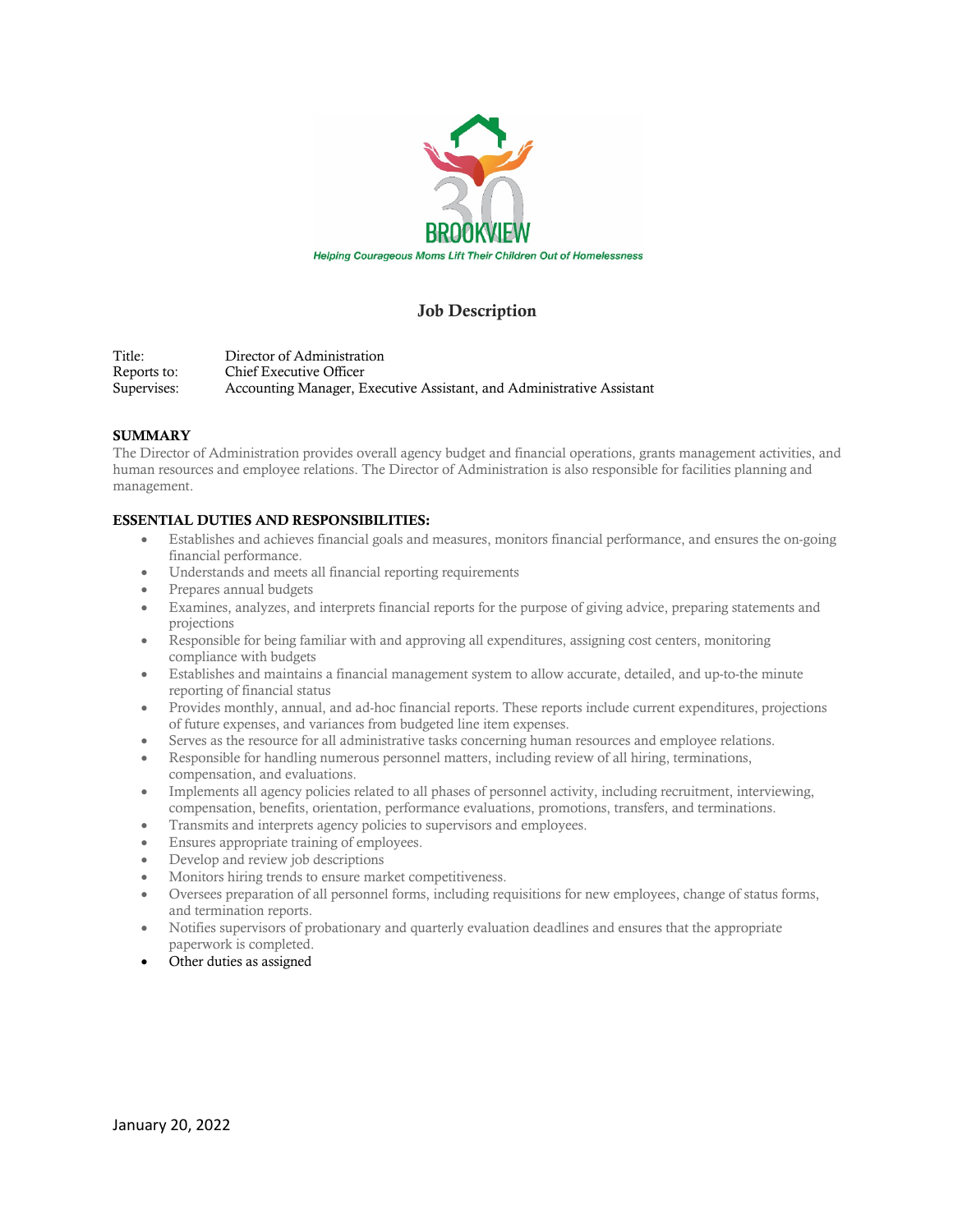BROOKVIEW

*Helping Courageous Moms Lift Their Children Out of Homelessness*

## Job Description

Title: Director of Administration
Reports to: Chief Executive Officer
Supervises: Accounting Manager, Executive Assistant, and Administrative Assistant

**SUMMARY**

The Director of Administration provides overall agency budget and financial operations, grants management activities, and human resources and employee relations. The Director of Administration is also responsible for facilities planning and management.

**ESSENTIAL DUTIES AND RESPONSIBILITIES:**

- Establishes and achieves financial goals and measures, monitors financial performance, and ensures the on-going financial performance.
- Understands and meets all financial reporting requirements
- Prepares annual budgets
- Examines, analyzes, and interprets financial reports for the purpose of giving advice, preparing statements and projections
- Responsible for being familiar with and approving all expenditures, assigning cost centers, monitoring compliance with budgets
- Establishes and maintains a financial management system to allow accurate, detailed, and up-to-the minute reporting of financial status
- Provides monthly, annual, and ad-hoc financial reports. These reports include current expenditures, projections of future expenses, and variances from budgeted line item expenses.
- Serves as the resource for all administrative tasks concerning human resources and employee relations.
- Responsible for handling numerous personnel matters, including review of all hiring, terminations, compensation, and evaluations.
- Implements all agency policies related to all phases of personnel activity, including recruitment, interviewing, compensation, benefits, orientation, performance evaluations, promotions, transfers, and terminations.
- Transmits and interprets agency policies to supervisors and employees.
- Ensures appropriate training of employees.
- Develop and review job descriptions
- Monitors hiring trends to ensure market competitiveness.
- Oversees preparation of all personnel forms, including requisitions for new employees, change of status forms, and termination reports.
- Notifies supervisors of probationary and quarterly evaluation deadlines and ensures that the appropriate paperwork is completed.
- Other duties as assigned

January 20, 2022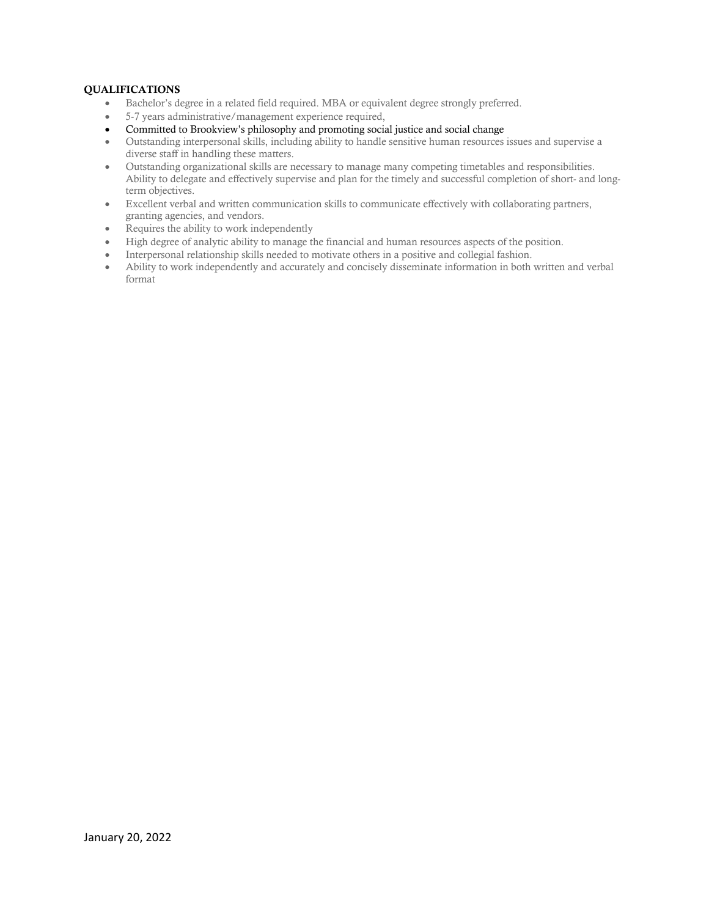**QUALIFICATIONS**

- Bachelor's degree in a related field required. MBA or equivalent degree strongly preferred.
- 5-7 years administrative/management experience required,
- Committed to Brookview's philosophy and promoting social justice and social change
- Outstanding interpersonal skills, including ability to handle sensitive human resources issues and supervise a diverse staff in handling these matters.
- Outstanding organizational skills are necessary to manage many competing timetables and responsibilities. Ability to delegate and effectively supervise and plan for the timely and successful completion of short- and long-term objectives.
- Excellent verbal and written communication skills to communicate effectively with collaborating partners, granting agencies, and vendors.
- Requires the ability to work independently
- High degree of analytic ability to manage the financial and human resources aspects of the position.
- Interpersonal relationship skills needed to motivate others in a positive and collegial fashion.
- Ability to work independently and accurately and concisely disseminate information in both written and verbal format

January 20, 2022